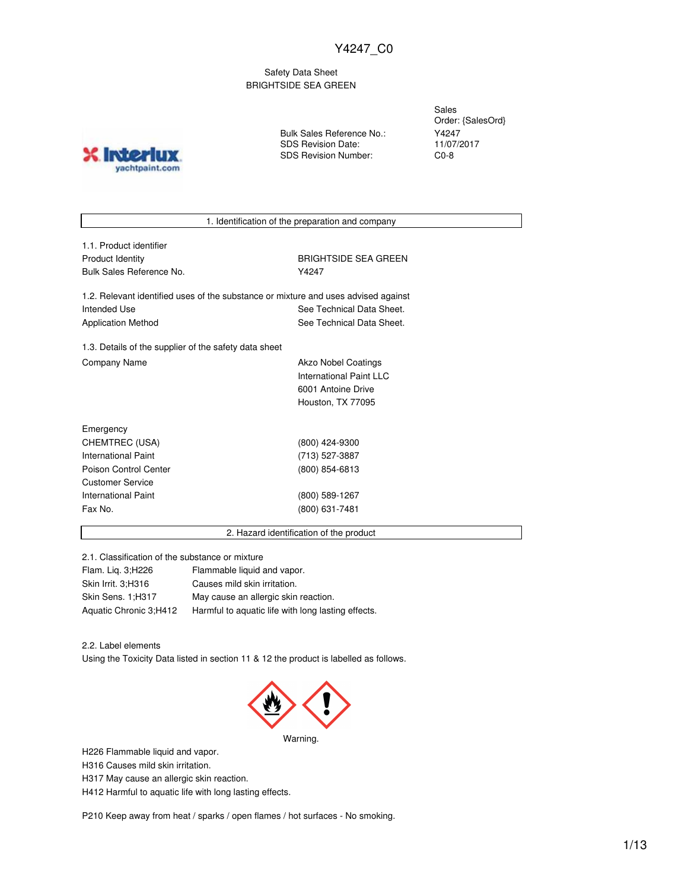Y4247_C0

Safety Data Sheet
BRIGHTSIDE SEA GREEN

| | | |
|---|---|---|
| | | Sales Order: {SalesOrd} |
| | Bulk Sales Reference No.: | Y4247 |
| | SDS Revision Date: | 11/07/2017 |
| | SDS Revision Number: | C0-8 |

## 1. Identification of the preparation and company

1.1. Product identifier

| | |
|---|---|
| Product Identity | BRIGHTSIDE SEA GREEN |
| Bulk Sales Reference No. | Y4247 |

1.2. Relevant identified uses of the substance or mixture and uses advised against

| | |
|---|---|
| Intended Use | See Technical Data Sheet. |
| Application Method | See Technical Data Sheet. |

1.3. Details of the supplier of the safety data sheet

| | |
|---|---|
| Company Name | Akzo Nobel Coatings<br>International Paint LLC<br>6001 Antoine Drive<br>Houston, TX 77095 |

| | |
|---|---|
| Emergency | |
| CHEMTREC (USA) | (800) 424-9300 |
| International Paint | (713) 527-3887 |
| Poison Control Center | (800) 854-6813 |
| Customer Service | |
| International Paint | (800) 589-1267 |
| Fax No. | (800) 631-7481 |

## 2. Hazard identification of the product

2.1. Classification of the substance or mixture

| | |
|---|---|
| Flam. Liq. 3;H226 | Flammable liquid and vapor. |
| Skin Irrit. 3;H316 | Causes mild skin irritation. |
| Skin Sens. 1;H317 | May cause an allergic skin reaction. |
| Aquatic Chronic 3;H412 | Harmful to aquatic life with long lasting effects. |

2.2. Label elements

Using the Toxicity Data listed in section 11 & 12 the product is labelled as follows.

Warning.

H226 Flammable liquid and vapor.
H316 Causes mild skin irritation.
H317 May cause an allergic skin reaction.
H412 Harmful to aquatic life with long lasting effects.

P210 Keep away from heat / sparks / open flames / hot surfaces - No smoking.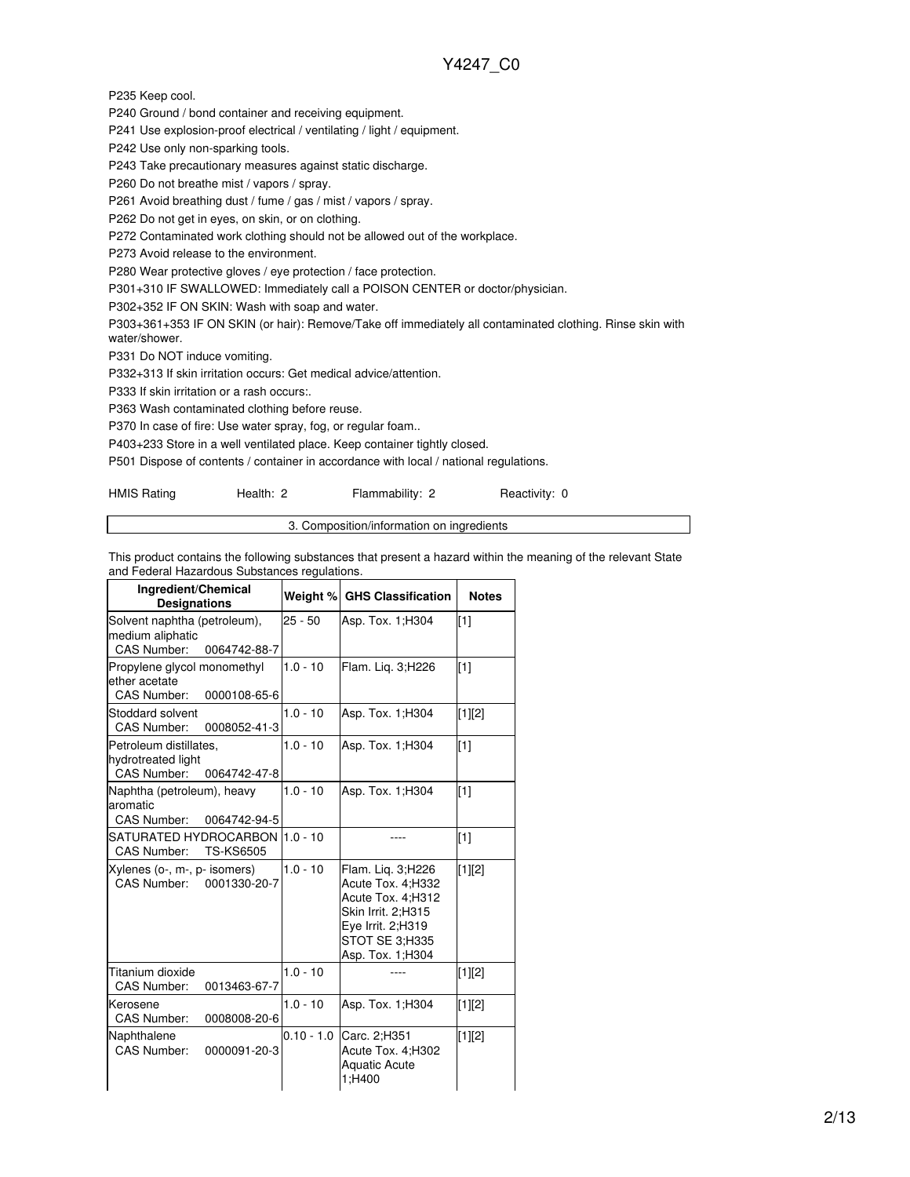P235 Keep cool.

P240 Ground / bond container and receiving equipment.

P241 Use explosion-proof electrical / ventilating / light / equipment.

P242 Use only non-sparking tools.

P243 Take precautionary measures against static discharge.

P260 Do not breathe mist / vapors / spray.

P261 Avoid breathing dust / fume / gas / mist / vapors / spray.

P262 Do not get in eyes, on skin, or on clothing.

P272 Contaminated work clothing should not be allowed out of the workplace.

P273 Avoid release to the environment.

P280 Wear protective gloves / eye protection / face protection.

P301+310 IF SWALLOWED: Immediately call a POISON CENTER or doctor/physician.

P302+352 IF ON SKIN: Wash with soap and water.

P303+361+353 IF ON SKIN (or hair): Remove/Take off immediately all contaminated clothing. Rinse skin with water/shower.

P331 Do NOT induce vomiting.

P332+313 If skin irritation occurs: Get medical advice/attention.

P333 If skin irritation or a rash occurs:.

P363 Wash contaminated clothing before reuse.

P370 In case of fire: Use water spray, fog, or regular foam..

P403+233 Store in a well ventilated place. Keep container tightly closed.

P501 Dispose of contents / container in accordance with local / national regulations.

HMIS Rating Health: 2 Flammability: 2 Reactivity: 0

## 3. Composition/information on ingredients

This product contains the following substances that present a hazard within the meaning of the relevant State and Federal Hazardous Substances regulations.

| Ingredient/Chemical Designations | Weight % | GHS Classification | Notes |
|---|---|---|---|
| Solvent naphtha (petroleum), medium aliphatic CAS Number: 0064742-88-7 | 25 - 50 | Asp. Tox. 1;H304 | [1] |
| Propylene glycol monomethyl ether acetate CAS Number: 0000108-65-6 | 1.0 - 10 | Flam. Liq. 3;H226 | [1] |
| Stoddard solvent CAS Number: 0008052-41-3 | 1.0 - 10 | Asp. Tox. 1;H304 | [1][2] |
| Petroleum distillates, hydrotreated light CAS Number: 0064742-47-8 | 1.0 - 10 | Asp. Tox. 1;H304 | [1] |
| Naphtha (petroleum), heavy aromatic CAS Number: 0064742-94-5 | 1.0 - 10 | Asp. Tox. 1;H304 | [1] |
| SATURATED HYDROCARBON CAS Number: TS-KS6505 | 1.0 - 10 | ---- | [1] |
| Xylenes (o-, m-, p- isomers) CAS Number: 0001330-20-7 | 1.0 - 10 | Flam. Liq. 3;H226 Acute Tox. 4;H332 Acute Tox. 4;H312 Skin Irrit. 2;H315 Eye Irrit. 2;H319 STOT SE 3;H335 Asp. Tox. 1;H304 | [1][2] |
| Titanium dioxide CAS Number: 0013463-67-7 | 1.0 - 10 | ---- | [1][2] |
| Kerosene CAS Number: 0008008-20-6 | 1.0 - 10 | Asp. Tox. 1;H304 | [1][2] |
| Naphthalene CAS Number: 0000091-20-3 | 0.10 - 1.0 | Carc. 2;H351 Acute Tox. 4;H302 Aquatic Acute 1;H400 | [1][2] |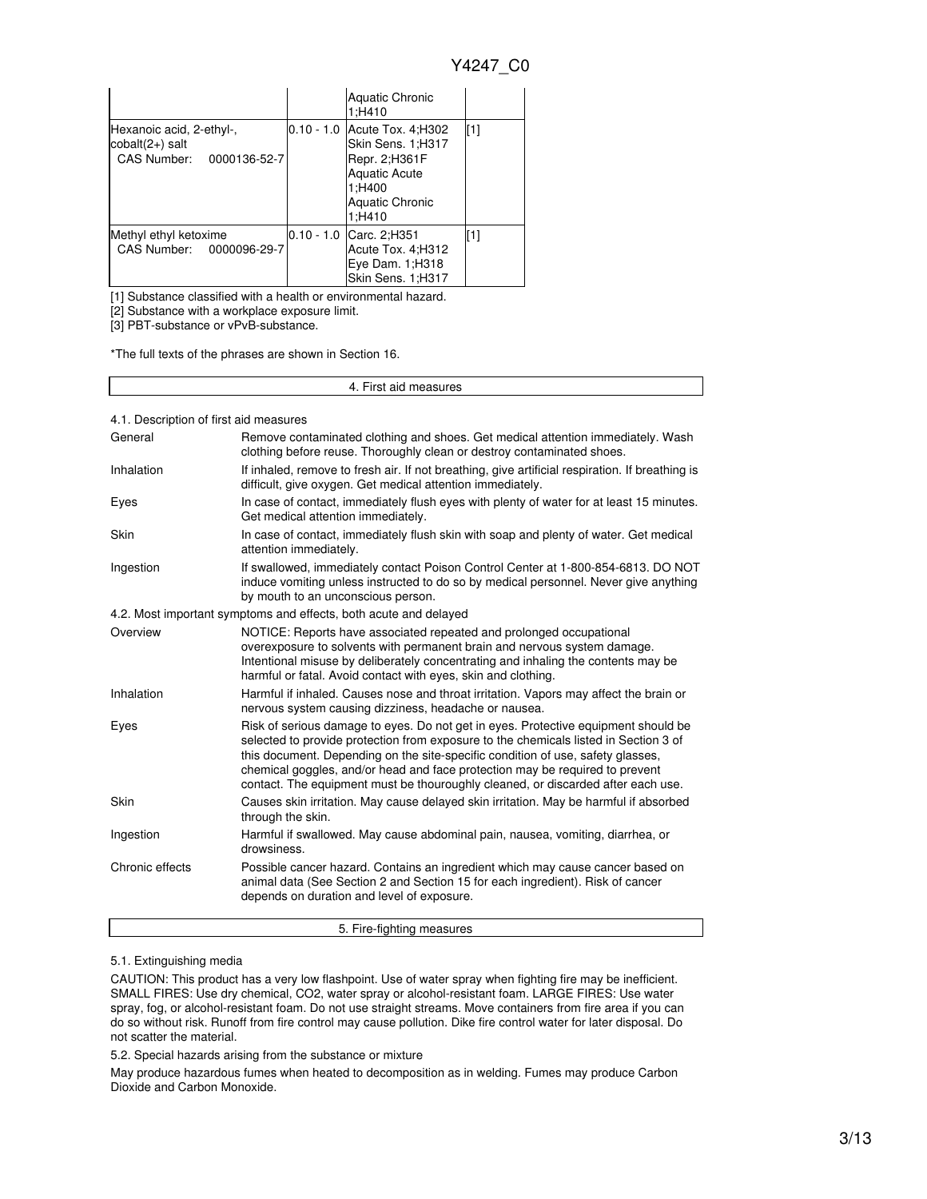| | | | |
|---|---|---|---|
| | | Aquatic Chronic 1;H410 | |
| Hexanoic acid, 2-ethyl-, cobalt(2+) salt<br>CAS Number: 0000136-52-7 | 0.10 - 1.0 | Acute Tox. 4;H302<br>Skin Sens. 1;H317<br>Repr. 2;H361F<br>Aquatic Acute 1;H400<br>Aquatic Chronic 1;H410 | [1] |
| Methyl ethyl ketoxime<br>CAS Number: 0000096-29-7 | 0.10 - 1.0 | Carc. 2;H351<br>Acute Tox. 4;H312<br>Eye Dam. 1;H318<br>Skin Sens. 1;H317 | [1] |

[1] Substance classified with a health or environmental hazard.
[2] Substance with a workplace exposure limit.
[3] PBT-substance or vPvB-substance.

*The full texts of the phrases are shown in Section 16.

## 4. First aid measures

### 4.1. Description of first aid measures

| | |
|---|---|
| General | Remove contaminated clothing and shoes. Get medical attention immediately. Wash clothing before reuse. Thoroughly clean or destroy contaminated shoes. |
| Inhalation | If inhaled, remove to fresh air. If not breathing, give artificial respiration. If breathing is difficult, give oxygen. Get medical attention immediately. |
| Eyes | In case of contact, immediately flush eyes with plenty of water for at least 15 minutes. Get medical attention immediately. |
| Skin | In case of contact, immediately flush skin with soap and plenty of water. Get medical attention immediately. |
| Ingestion | If swallowed, immediately contact Poison Control Center at 1-800-854-6813. DO NOT induce vomiting unless instructed to do so by medical personnel. Never give anything by mouth to an unconscious person. |

### 4.2. Most important symptoms and effects, both acute and delayed

| | |
|---|---|
| Overview | NOTICE: Reports have associated repeated and prolonged occupational overexposure to solvents with permanent brain and nervous system damage. Intentional misuse by deliberately concentrating and inhaling the contents may be harmful or fatal. Avoid contact with eyes, skin and clothing. |
| Inhalation | Harmful if inhaled. Causes nose and throat irritation. Vapors may affect the brain or nervous system causing dizziness, headache or nausea. |
| Eyes | Risk of serious damage to eyes. Do not get in eyes. Protective equipment should be selected to provide protection from exposure to the chemicals listed in Section 3 of this document. Depending on the site-specific condition of use, safety glasses, chemical goggles, and/or head and face protection may be required to prevent contact. The equipment must be thouroughly cleaned, or discarded after each use. |
| Skin | Causes skin irritation. May cause delayed skin irritation. May be harmful if absorbed through the skin. |
| Ingestion | Harmful if swallowed. May cause abdominal pain, nausea, vomiting, diarrhea, or drowsiness. |
| Chronic effects | Possible cancer hazard. Contains an ingredient which may cause cancer based on animal data (See Section 2 and Section 15 for each ingredient). Risk of cancer depends on duration and level of exposure. |

## 5. Fire-fighting measures

### 5.1. Extinguishing media

CAUTION: This product has a very low flashpoint. Use of water spray when fighting fire may be inefficient. SMALL FIRES: Use dry chemical, CO2, water spray or alcohol-resistant foam. LARGE FIRES: Use water spray, fog, or alcohol-resistant foam. Do not use straight streams. Move containers from fire area if you can do so without risk. Runoff from fire control may cause pollution. Dike fire control water for later disposal. Do not scatter the material.

### 5.2. Special hazards arising from the substance or mixture

May produce hazardous fumes when heated to decomposition as in welding. Fumes may produce Carbon Dioxide and Carbon Monoxide.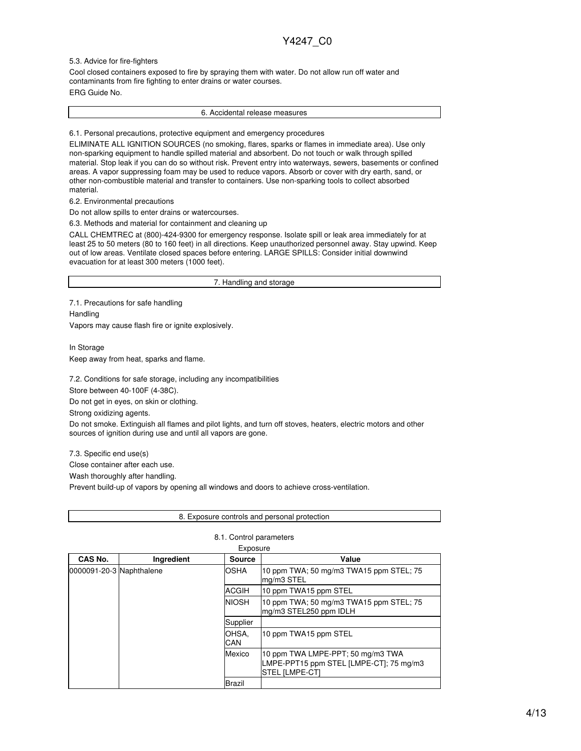5.3. Advice for fire-fighters

Cool closed containers exposed to fire by spraying them with water. Do not allow run off water and contaminants from fire fighting to enter drains or water courses.

ERG Guide No.

## 6. Accidental release measures

6.1. Personal precautions, protective equipment and emergency procedures

ELIMINATE ALL IGNITION SOURCES (no smoking, flares, sparks or flames in immediate area). Use only non-sparking equipment to handle spilled material and absorbent. Do not touch or walk through spilled material. Stop leak if you can do so without risk. Prevent entry into waterways, sewers, basements or confined areas. A vapor suppressing foam may be used to reduce vapors. Absorb or cover with dry earth, sand, or other non-combustible material and transfer to containers. Use non-sparking tools to collect absorbed material.

6.2. Environmental precautions

Do not allow spills to enter drains or watercourses.

6.3. Methods and material for containment and cleaning up

CALL CHEMTREC at (800)-424-9300 for emergency response. Isolate spill or leak area immediately for at least 25 to 50 meters (80 to 160 feet) in all directions. Keep unauthorized personnel away. Stay upwind. Keep out of low areas. Ventilate closed spaces before entering. LARGE SPILLS: Consider initial downwind evacuation for at least 300 meters (1000 feet).

## 7. Handling and storage

7.1. Precautions for safe handling

Handling

Vapors may cause flash fire or ignite explosively.

In Storage

Keep away from heat, sparks and flame.

7.2. Conditions for safe storage, including any incompatibilities

Store between 40-100F (4-38C).

Do not get in eyes, on skin or clothing.

Strong oxidizing agents.

Do not smoke. Extinguish all flames and pilot lights, and turn off stoves, heaters, electric motors and other sources of ignition during use and until all vapors are gone.

7.3. Specific end use(s)

Close container after each use.

Wash thoroughly after handling.

Prevent build-up of vapors by opening all windows and doors to achieve cross-ventilation.

## 8. Exposure controls and personal protection

8.1. Control parameters

Exposure

| CAS No. | Ingredient | Source | Value |
|---|---|---|---|
| 0000091-20-3 | Naphthalene | OSHA | 10 ppm TWA; 50 mg/m3 TWA15 ppm STEL; 75 mg/m3 STEL |
| | | ACGIH | 10 ppm TWA15 ppm STEL |
| | | NIOSH | 10 ppm TWA; 50 mg/m3 TWA15 ppm STEL; 75 mg/m3 STEL250 ppm IDLH |
| | | Supplier | |
| | | OHSA, CAN | 10 ppm TWA15 ppm STEL |
| | | Mexico | 10 ppm TWA LMPE-PPT; 50 mg/m3 TWA LMPE-PPT15 ppm STEL [LMPE-CT]; 75 mg/m3 STEL [LMPE-CT] |
| | | Brazil | |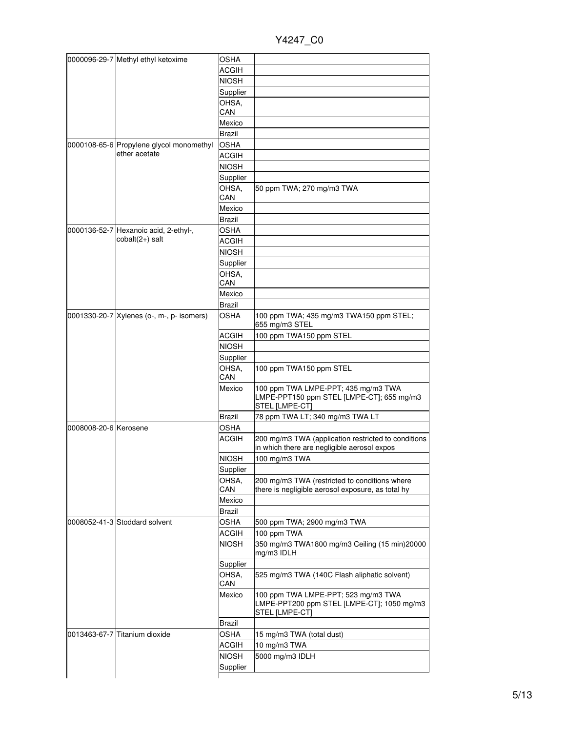| | | | |
|---|---|---|---|
| 0000096-29-7 | Methyl ethyl ketoxime | OSHA | |
| | | ACGIH | |
| | | NIOSH | |
| | | Supplier | |
| | | OHSA, CAN | |
| | | Mexico | |
| | | Brazil | |
| 0000108-65-6 | Propylene glycol monomethyl ether acetate | OSHA | |
| | | ACGIH | |
| | | NIOSH | |
| | | Supplier | |
| | | OHSA, CAN | 50 ppm TWA; 270 mg/m3 TWA |
| | | Mexico | |
| | | Brazil | |
| 0000136-52-7 | Hexanoic acid, 2-ethyl-, cobalt(2+) salt | OSHA | |
| | | ACGIH | |
| | | NIOSH | |
| | | Supplier | |
| | | OHSA, CAN | |
| | | Mexico | |
| | | Brazil | |
| 0001330-20-7 | Xylenes (o-, m-, p- isomers) | OSHA | 100 ppm TWA; 435 mg/m3 TWA150 ppm STEL; 655 mg/m3 STEL |
| | | ACGIH | 100 ppm TWA150 ppm STEL |
| | | NIOSH | |
| | | Supplier | |
| | | OHSA, CAN | 100 ppm TWA150 ppm STEL |
| | | Mexico | 100 ppm TWA LMPE-PPT; 435 mg/m3 TWA LMPE-PPT150 ppm STEL [LMPE-CT]; 655 mg/m3 STEL [LMPE-CT] |
| | | Brazil | 78 ppm TWA LT; 340 mg/m3 TWA LT |
| 0008008-20-6 | Kerosene | OSHA | |
| | | ACGIH | 200 mg/m3 TWA (application restricted to conditions in which there are negligible aerosol expos |
| | | NIOSH | 100 mg/m3 TWA |
| | | Supplier | |
| | | OHSA, CAN | 200 mg/m3 TWA (restricted to conditions where there is negligible aerosol exposure, as total hy |
| | | Mexico | |
| | | Brazil | |
| 0008052-41-3 | Stoddard solvent | OSHA | 500 ppm TWA; 2900 mg/m3 TWA |
| | | ACGIH | 100 ppm TWA |
| | | NIOSH | 350 mg/m3 TWA1800 mg/m3 Ceiling (15 min)20000 mg/m3 IDLH |
| | | Supplier | |
| | | OHSA, CAN | 525 mg/m3 TWA (140C Flash aliphatic solvent) |
| | | Mexico | 100 ppm TWA LMPE-PPT; 523 mg/m3 TWA LMPE-PPT200 ppm STEL [LMPE-CT]; 1050 mg/m3 STEL [LMPE-CT] |
| | | Brazil | |
| 0013463-67-7 | Titanium dioxide | OSHA | 15 mg/m3 TWA (total dust) |
| | | ACGIH | 10 mg/m3 TWA |
| | | NIOSH | 5000 mg/m3 IDLH |
| | | Supplier | |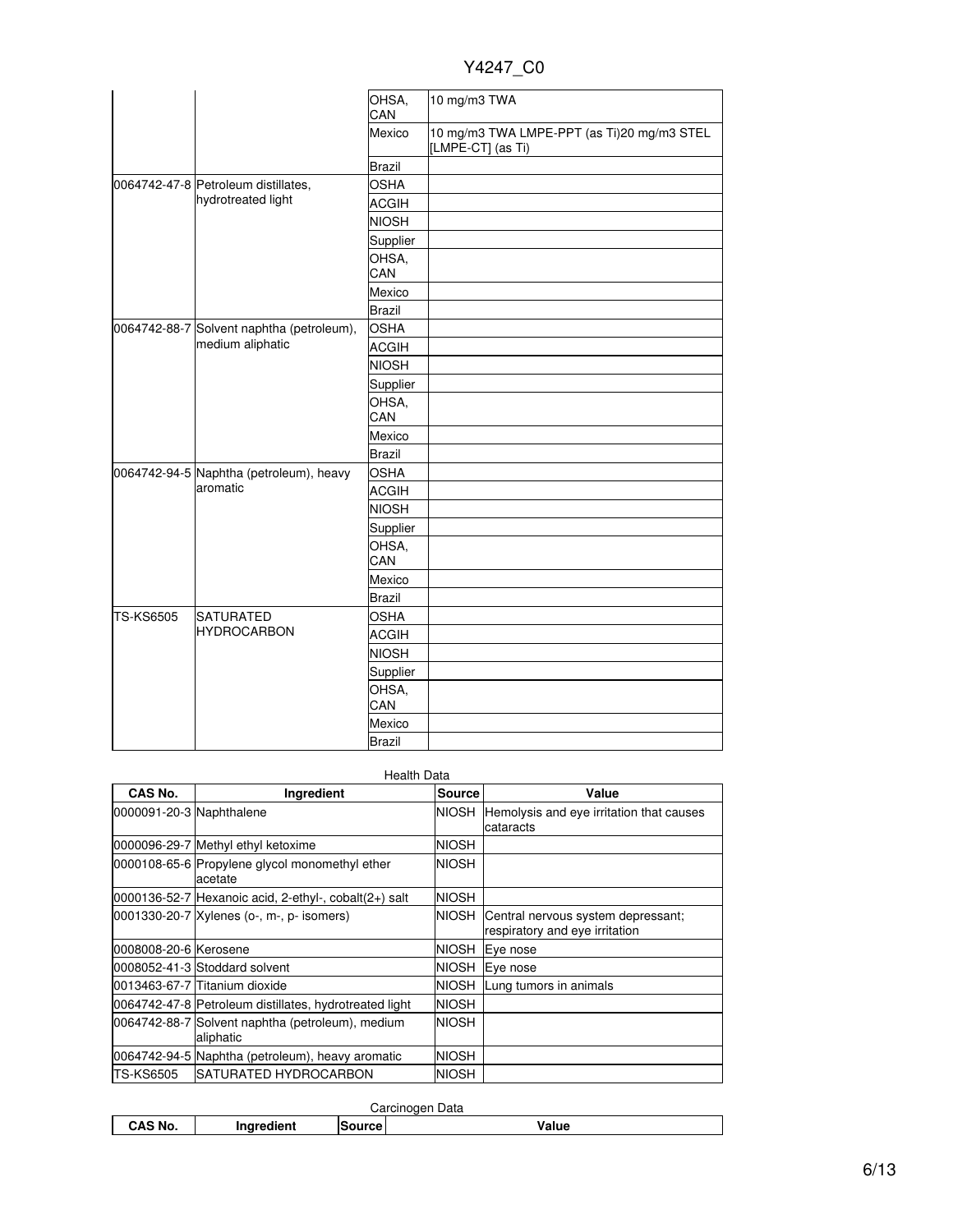| | | | |
|---|---|---|---|
| | | OHSA, CAN | 10 mg/m3 TWA |
| | | Mexico | 10 mg/m3 TWA LMPE-PPT (as Ti)20 mg/m3 STEL [LMPE-CT] (as Ti) |
| | | Brazil | |
| 0064742-47-8 | Petroleum distillates, hydrotreated light | OSHA | |
| | | ACGIH | |
| | | NIOSH | |
| | | Supplier | |
| | | OHSA, CAN | |
| | | Mexico | |
| | | Brazil | |
| 0064742-88-7 | Solvent naphtha (petroleum), medium aliphatic | OSHA | |
| | | ACGIH | |
| | | NIOSH | |
| | | Supplier | |
| | | OHSA, CAN | |
| | | Mexico | |
| | | Brazil | |
| 0064742-94-5 | Naphtha (petroleum), heavy aromatic | OSHA | |
| | | ACGIH | |
| | | NIOSH | |
| | | Supplier | |
| | | OHSA, CAN | |
| | | Mexico | |
| | | Brazil | |
| TS-KS6505 | SATURATED HYDROCARBON | OSHA | |
| | | ACGIH | |
| | | NIOSH | |
| | | Supplier | |
| | | OHSA, CAN | |
| | | Mexico | |
| | | Brazil | |

Health Data

| CAS No. | Ingredient | Source | Value |
|---|---|---|---|
| 0000091-20-3 | Naphthalene | NIOSH | Hemolysis and eye irritation that causes cataracts |
| 0000096-29-7 | Methyl ethyl ketoxime | NIOSH | |
| 0000108-65-6 | Propylene glycol monomethyl ether acetate | NIOSH | |
| 0000136-52-7 | Hexanoic acid, 2-ethyl-, cobalt(2+) salt | NIOSH | |
| 0001330-20-7 | Xylenes (o-, m-, p- isomers) | NIOSH | Central nervous system depressant; respiratory and eye irritation |
| 0008008-20-6 | Kerosene | NIOSH | Eye nose |
| 0008052-41-3 | Stoddard solvent | NIOSH | Eye nose |
| 0013463-67-7 | Titanium dioxide | NIOSH | Lung tumors in animals |
| 0064742-47-8 | Petroleum distillates, hydrotreated light | NIOSH | |
| 0064742-88-7 | Solvent naphtha (petroleum), medium aliphatic | NIOSH | |
| 0064742-94-5 | Naphtha (petroleum), heavy aromatic | NIOSH | |
| TS-KS6505 | SATURATED HYDROCARBON | NIOSH | |

Carcinogen Data

| CAS No. | Ingredient | Source | Value |
|---|---|---|---|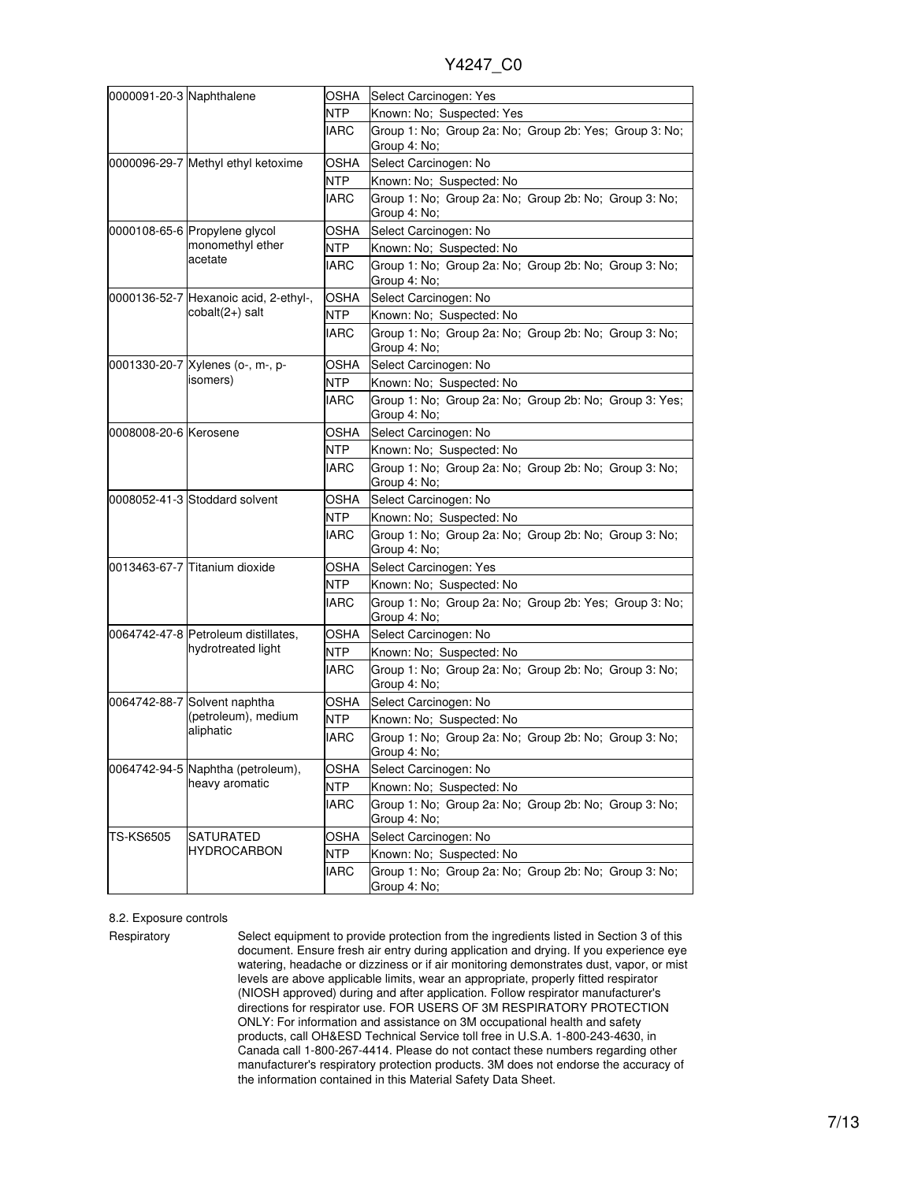| | | | |
|---|---|---|---|
| 0000091-20-3 | Naphthalene | OSHA | Select Carcinogen: Yes |
| | | NTP | Known: No; Suspected: Yes |
| | | IARC | Group 1: No; Group 2a: No; Group 2b: Yes; Group 3: No; Group 4: No; |
| 0000096-29-7 | Methyl ethyl ketoxime | OSHA | Select Carcinogen: No |
| | | NTP | Known: No; Suspected: No |
| | | IARC | Group 1: No; Group 2a: No; Group 2b: No; Group 3: No; Group 4: No; |
| 0000108-65-6 | Propylene glycol monomethyl ether acetate | OSHA | Select Carcinogen: No |
| | | NTP | Known: No; Suspected: No |
| | | IARC | Group 1: No; Group 2a: No; Group 2b: No; Group 3: No; Group 4: No; |
| 0000136-52-7 | Hexanoic acid, 2-ethyl-, cobalt(2+) salt | OSHA | Select Carcinogen: No |
| | | NTP | Known: No; Suspected: No |
| | | IARC | Group 1: No; Group 2a: No; Group 2b: No; Group 3: No; Group 4: No; |
| 0001330-20-7 | Xylenes (o-, m-, p- isomers) | OSHA | Select Carcinogen: No |
| | | NTP | Known: No; Suspected: No |
| | | IARC | Group 1: No; Group 2a: No; Group 2b: No; Group 3: Yes; Group 4: No; |
| 0008008-20-6 | Kerosene | OSHA | Select Carcinogen: No |
| | | NTP | Known: No; Suspected: No |
| | | IARC | Group 1: No; Group 2a: No; Group 2b: No; Group 3: No; Group 4: No; |
| 0008052-41-3 | Stoddard solvent | OSHA | Select Carcinogen: No |
| | | NTP | Known: No; Suspected: No |
| | | IARC | Group 1: No; Group 2a: No; Group 2b: No; Group 3: No; Group 4: No; |
| 0013463-67-7 | Titanium dioxide | OSHA | Select Carcinogen: Yes |
| | | NTP | Known: No; Suspected: No |
| | | IARC | Group 1: No; Group 2a: No; Group 2b: Yes; Group 3: No; Group 4: No; |
| 0064742-47-8 | Petroleum distillates, hydrotreated light | OSHA | Select Carcinogen: No |
| | | NTP | Known: No; Suspected: No |
| | | IARC | Group 1: No; Group 2a: No; Group 2b: No; Group 3: No; Group 4: No; |
| 0064742-88-7 | Solvent naphtha (petroleum), medium aliphatic | OSHA | Select Carcinogen: No |
| | | NTP | Known: No; Suspected: No |
| | | IARC | Group 1: No; Group 2a: No; Group 2b: No; Group 3: No; Group 4: No; |
| 0064742-94-5 | Naphtha (petroleum), heavy aromatic | OSHA | Select Carcinogen: No |
| | | NTP | Known: No; Suspected: No |
| | | IARC | Group 1: No; Group 2a: No; Group 2b: No; Group 3: No; Group 4: No; |
| TS-KS6505 | SATURATED HYDROCARBON | OSHA | Select Carcinogen: No |
| | | NTP | Known: No; Suspected: No |
| | | IARC | Group 1: No; Group 2a: No; Group 2b: No; Group 3: No; Group 4: No; |

8.2. Exposure controls

Respiratory

Select equipment to provide protection from the ingredients listed in Section 3 of this document. Ensure fresh air entry during application and drying. If you experience eye watering, headache or dizziness or if air monitoring demonstrates dust, vapor, or mist levels are above applicable limits, wear an appropriate, properly fitted respirator (NIOSH approved) during and after application. Follow respirator manufacturer's directions for respirator use. FOR USERS OF 3M RESPIRATORY PROTECTION ONLY: For information and assistance on 3M occupational health and safety products, call OH&ESD Technical Service toll free in U.S.A. 1-800-243-4630, in Canada call 1-800-267-4414. Please do not contact these numbers regarding other manufacturer's respiratory protection products. 3M does not endorse the accuracy of the information contained in this Material Safety Data Sheet.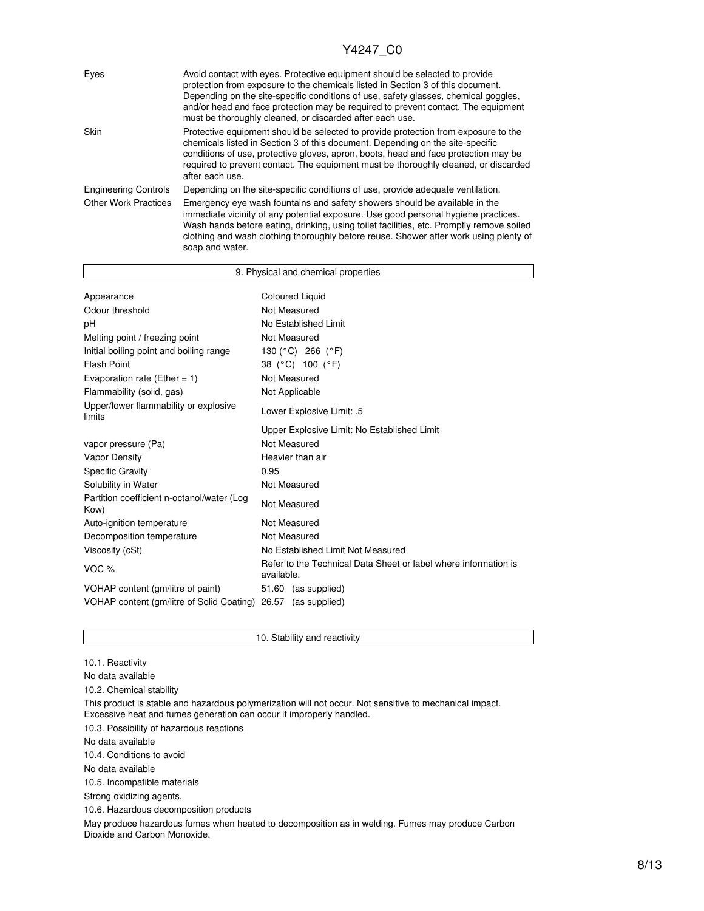| | |
|---|---|
| Eyes | Avoid contact with eyes. Protective equipment should be selected to provide protection from exposure to the chemicals listed in Section 3 of this document. Depending on the site-specific conditions of use, safety glasses, chemical goggles, and/or head and face protection may be required to prevent contact. The equipment must be thoroughly cleaned, or discarded after each use. |
| Skin | Protective equipment should be selected to provide protection from exposure to the chemicals listed in Section 3 of this document. Depending on the site-specific conditions of use, protective gloves, apron, boots, head and face protection may be required to prevent contact. The equipment must be thoroughly cleaned, or discarded after each use. |
| Engineering Controls | Depending on the site-specific conditions of use, provide adequate ventilation. |
| Other Work Practices | Emergency eye wash fountains and safety showers should be available in the immediate vicinity of any potential exposure. Use good personal hygiene practices. Wash hands before eating, drinking, using toilet facilities, etc. Promptly remove soiled clothing and wash clothing thoroughly before reuse. Shower after work using plenty of soap and water. |

## 9. Physical and chemical properties

| | |
|---|---|
| Appearance | Coloured Liquid |
| Odour threshold | Not Measured |
| pH | No Established Limit |
| Melting point / freezing point | Not Measured |
| Initial boiling point and boiling range | 130 (°C) 266 (°F) |
| Flash Point | 38 (°C) 100 (°F) |
| Evaporation rate (Ether = 1) | Not Measured |
| Flammability (solid, gas) | Not Applicable |
| Upper/lower flammability or explosive limits | Lower Explosive Limit: .5 |
| | Upper Explosive Limit: No Established Limit |
| vapor pressure (Pa) | Not Measured |
| Vapor Density | Heavier than air |
| Specific Gravity | 0.95 |
| Solubility in Water | Not Measured |
| Partition coefficient n-octanol/water (Log Kow) | Not Measured |
| Auto-ignition temperature | Not Measured |
| Decomposition temperature | Not Measured |
| Viscosity (cSt) | No Established Limit Not Measured |
| VOC % | Refer to the Technical Data Sheet or label where information is available. |
| VOHAP content (gm/litre of paint) | 51.60 (as supplied) |
| VOHAP content (gm/litre of Solid Coating) | 26.57 (as supplied) |

## 10. Stability and reactivity

10.1. Reactivity

No data available

10.2. Chemical stability

This product is stable and hazardous polymerization will not occur. Not sensitive to mechanical impact. Excessive heat and fumes generation can occur if improperly handled.

10.3. Possibility of hazardous reactions

No data available

10.4. Conditions to avoid

No data available

10.5. Incompatible materials

Strong oxidizing agents.

10.6. Hazardous decomposition products

May produce hazardous fumes when heated to decomposition as in welding. Fumes may produce Carbon Dioxide and Carbon Monoxide.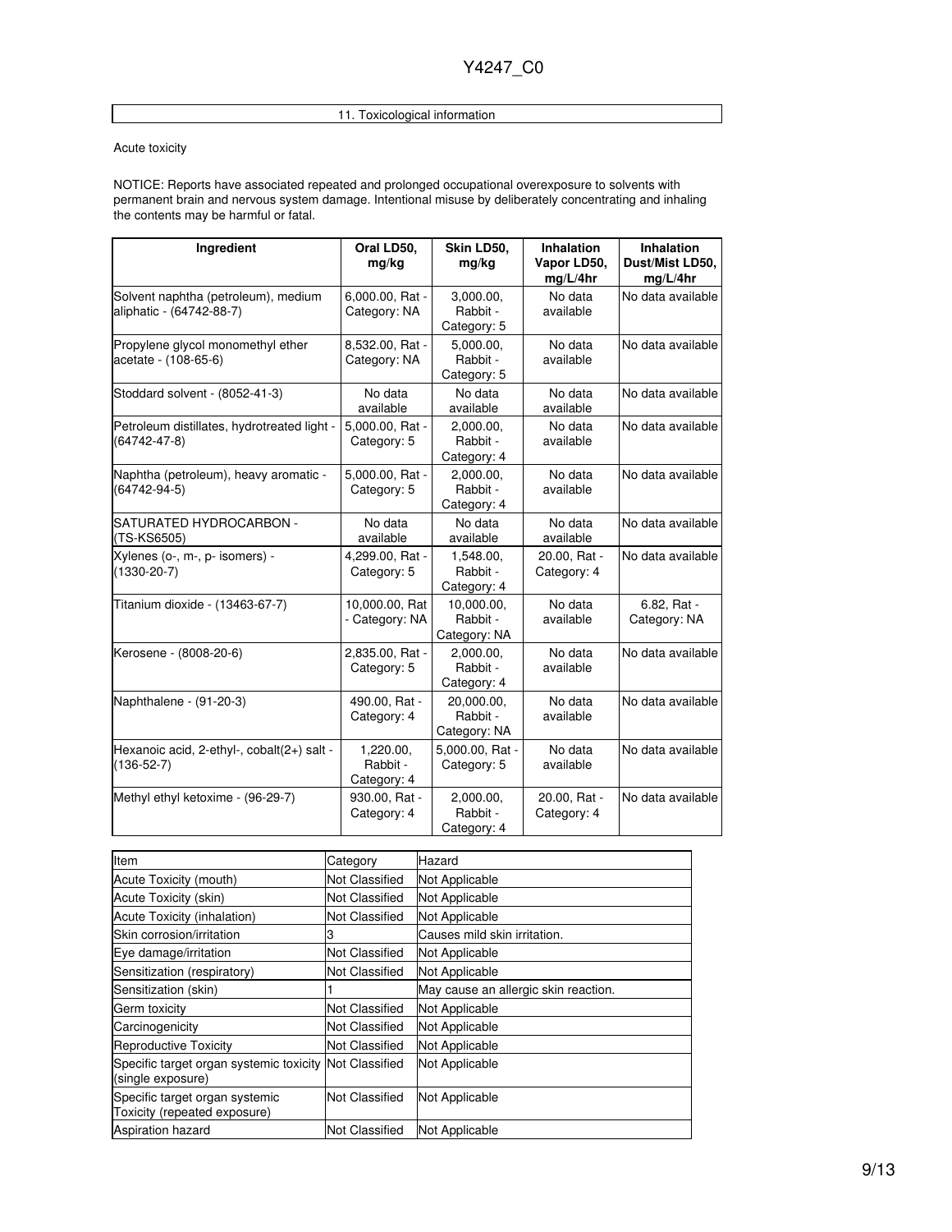## 11. Toxicological information

Acute toxicity

NOTICE: Reports have associated repeated and prolonged occupational overexposure to solvents with permanent brain and nervous system damage. Intentional misuse by deliberately concentrating and inhaling the contents may be harmful or fatal.

| Ingredient | Oral LD50, mg/kg | Skin LD50, mg/kg | Inhalation Vapor LD50, mg/L/4hr | Inhalation Dust/Mist LD50, mg/L/4hr |
|---|---|---|---|---|
| Solvent naphtha (petroleum), medium aliphatic - (64742-88-7) | 6,000.00, Rat - Category: NA | 3,000.00, Rabbit - Category: 5 | No data available | No data available |
| Propylene glycol monomethyl ether acetate - (108-65-6) | 8,532.00, Rat - Category: NA | 5,000.00, Rabbit - Category: 5 | No data available | No data available |
| Stoddard solvent - (8052-41-3) | No data available | No data available | No data available | No data available |
| Petroleum distillates, hydrotreated light - (64742-47-8) | 5,000.00, Rat - Category: 5 | 2,000.00, Rabbit - Category: 4 | No data available | No data available |
| Naphtha (petroleum), heavy aromatic - (64742-94-5) | 5,000.00, Rat - Category: 5 | 2,000.00, Rabbit - Category: 4 | No data available | No data available |
| SATURATED HYDROCARBON - (TS-KS6505) | No data available | No data available | No data available | No data available |
| Xylenes (o-, m-, p- isomers) - (1330-20-7) | 4,299.00, Rat - Category: 5 | 1,548.00, Rabbit - Category: 4 | 20.00, Rat - Category: 4 | No data available |
| Titanium dioxide - (13463-67-7) | 10,000.00, Rat - Category: NA | 10,000.00, Rabbit - Category: NA | No data available | 6.82, Rat - Category: NA |
| Kerosene - (8008-20-6) | 2,835.00, Rat - Category: 5 | 2,000.00, Rabbit - Category: 4 | No data available | No data available |
| Naphthalene - (91-20-3) | 490.00, Rat - Category: 4 | 20,000.00, Rabbit - Category: NA | No data available | No data available |
| Hexanoic acid, 2-ethyl-, cobalt(2+) salt - (136-52-7) | 1,220.00, Rabbit - Category: 4 | 5,000.00, Rat - Category: 5 | No data available | No data available |
| Methyl ethyl ketoxime - (96-29-7) | 930.00, Rat - Category: 4 | 2,000.00, Rabbit - Category: 4 | 20.00, Rat - Category: 4 | No data available |

| Item | Category | Hazard |
|---|---|---|
| Acute Toxicity (mouth) | Not Classified | Not Applicable |
| Acute Toxicity (skin) | Not Classified | Not Applicable |
| Acute Toxicity (inhalation) | Not Classified | Not Applicable |
| Skin corrosion/irritation | 3 | Causes mild skin irritation. |
| Eye damage/irritation | Not Classified | Not Applicable |
| Sensitization (respiratory) | Not Classified | Not Applicable |
| Sensitization (skin) | 1 | May cause an allergic skin reaction. |
| Germ toxicity | Not Classified | Not Applicable |
| Carcinogenicity | Not Classified | Not Applicable |
| Reproductive Toxicity | Not Classified | Not Applicable |
| Specific target organ systemic toxicity (single exposure) | Not Classified | Not Applicable |
| Specific target organ systemic Toxicity (repeated exposure) | Not Classified | Not Applicable |
| Aspiration hazard | Not Classified | Not Applicable |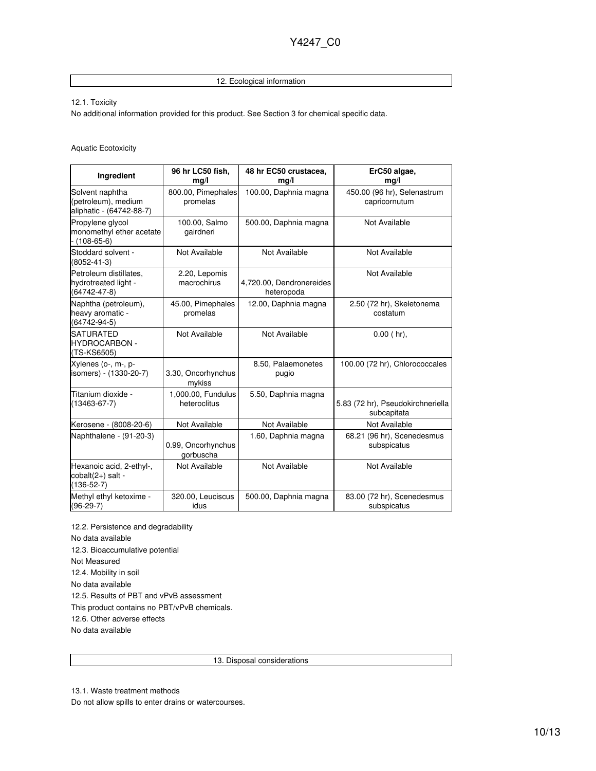## 12. Ecological information

12.1. Toxicity

No additional information provided for this product. See Section 3 for chemical specific data.

Aquatic Ecotoxicity

| Ingredient | 96 hr LC50 fish, mg/l | 48 hr EC50 crustacea, mg/l | ErC50 algae, mg/l |
|---|---|---|---|
| Solvent naphtha (petroleum), medium aliphatic - (64742-88-7) | 800.00, Pimephales promelas | 100.00, Daphnia magna | 450.00 (96 hr), Selenastrum capricornutum |
| Propylene glycol monomethyl ether acetate - (108-65-6) | 100.00, Salmo gairdneri | 500.00, Daphnia magna | Not Available |
| Stoddard solvent - (8052-41-3) | Not Available | Not Available | Not Available |
| Petroleum distillates, hydrotreated light - (64742-47-8) | 2.20, Lepomis macrochirus | 4,720.00, Dendronereides heteropoda | Not Available |
| Naphtha (petroleum), heavy aromatic - (64742-94-5) | 45.00, Pimephales promelas | 12.00, Daphnia magna | 2.50 (72 hr), Skeletonema costatum |
| SATURATED HYDROCARBON - (TS-KS6505) | Not Available | Not Available | 0.00 ( hr), |
| Xylenes (o-, m-, p- isomers) - (1330-20-7) | 3.30, Oncorhynchus mykiss | 8.50, Palaemonetes pugio | 100.00 (72 hr), Chlorococcales |
| Titanium dioxide - (13463-67-7) | 1,000.00, Fundulus heteroclitus | 5.50, Daphnia magna | 5.83 (72 hr), Pseudokirchneriella subcapitata |
| Kerosene - (8008-20-6) | Not Available | Not Available | Not Available |
| Naphthalene - (91-20-3) | 0.99, Oncorhynchus gorbuscha | 1.60, Daphnia magna | 68.21 (96 hr), Scenedesmus subspicatus |
| Hexanoic acid, 2-ethyl-, cobalt(2+) salt - (136-52-7) | Not Available | Not Available | Not Available |
| Methyl ethyl ketoxime - (96-29-7) | 320.00, Leuciscus idus | 500.00, Daphnia magna | 83.00 (72 hr), Scenedesmus subspicatus |

12.2. Persistence and degradability

No data available

12.3. Bioaccumulative potential

Not Measured

12.4. Mobility in soil

No data available

12.5. Results of PBT and vPvB assessment

This product contains no PBT/vPvB chemicals.

12.6. Other adverse effects

No data available

## 13. Disposal considerations

13.1. Waste treatment methods

Do not allow spills to enter drains or watercourses.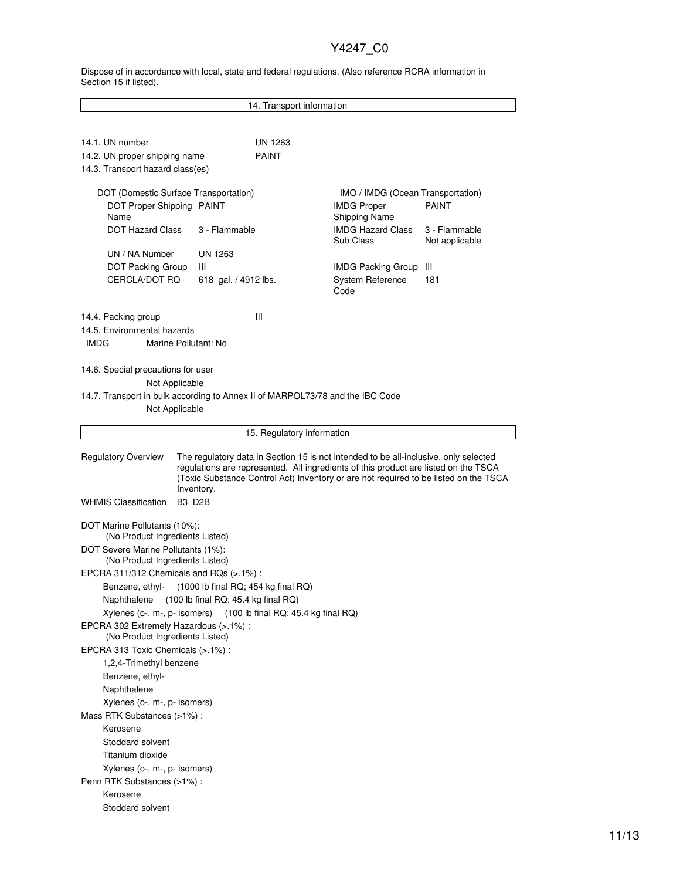Dispose of in accordance with local, state and federal regulations. (Also reference RCRA information in Section 15 if listed).

## 14. Transport information

14.1. UN number UN 1263

14.2. UN proper shipping name PAINT

14.3. Transport hazard class(es)

| DOT (Domestic Surface Transportation) | | IMO / IMDG (Ocean Transportation) | |
|---|---|---|---|
| DOT Proper Shipping Name | PAINT | IMDG Proper Shipping Name | PAINT |
| DOT Hazard Class | 3 - Flammable | IMDG Hazard Class<br>Sub Class | 3 - Flammable<br>Not applicable |
| UN / NA Number | UN 1263 | | |
| DOT Packing Group | III | IMDG Packing Group | III |
| CERCLA/DOT RQ | 618 gal. / 4912 lbs. | System Reference Code | 181 |

14.4. Packing group III

14.5. Environmental hazards

IMDG Marine Pollutant: No

14.6. Special precautions for user

Not Applicable

14.7. Transport in bulk according to Annex II of MARPOL73/78 and the IBC Code

Not Applicable

## 15. Regulatory information

**Regulatory Overview** The regulatory data in Section 15 is not intended to be all-inclusive, only selected regulations are represented. All ingredients of this product are listed on the TSCA (Toxic Substance Control Act) Inventory or are not required to be listed on the TSCA Inventory.

**WHMIS Classification** B3 D2B

DOT Marine Pollutants (10%):
(No Product Ingredients Listed)

DOT Severe Marine Pollutants (1%):
(No Product Ingredients Listed)

EPCRA 311/312 Chemicals and RQs (>.1%) :
- Benzene, ethyl- (1000 lb final RQ; 454 kg final RQ)
- Naphthalene (100 lb final RQ; 45.4 kg final RQ)
- Xylenes (o-, m-, p- isomers) (100 lb final RQ; 45.4 kg final RQ)

EPCRA 302 Extremely Hazardous (>.1%) :
(No Product Ingredients Listed)

EPCRA 313 Toxic Chemicals (>.1%) :
- 1,2,4-Trimethyl benzene
- Benzene, ethyl-
- Naphthalene
- Xylenes (o-, m-, p- isomers)

Mass RTK Substances (>1%) :
- Kerosene
- Stoddard solvent
- Titanium dioxide
- Xylenes (o-, m-, p- isomers)

Penn RTK Substances (>1%) :
- Kerosene
- Stoddard solvent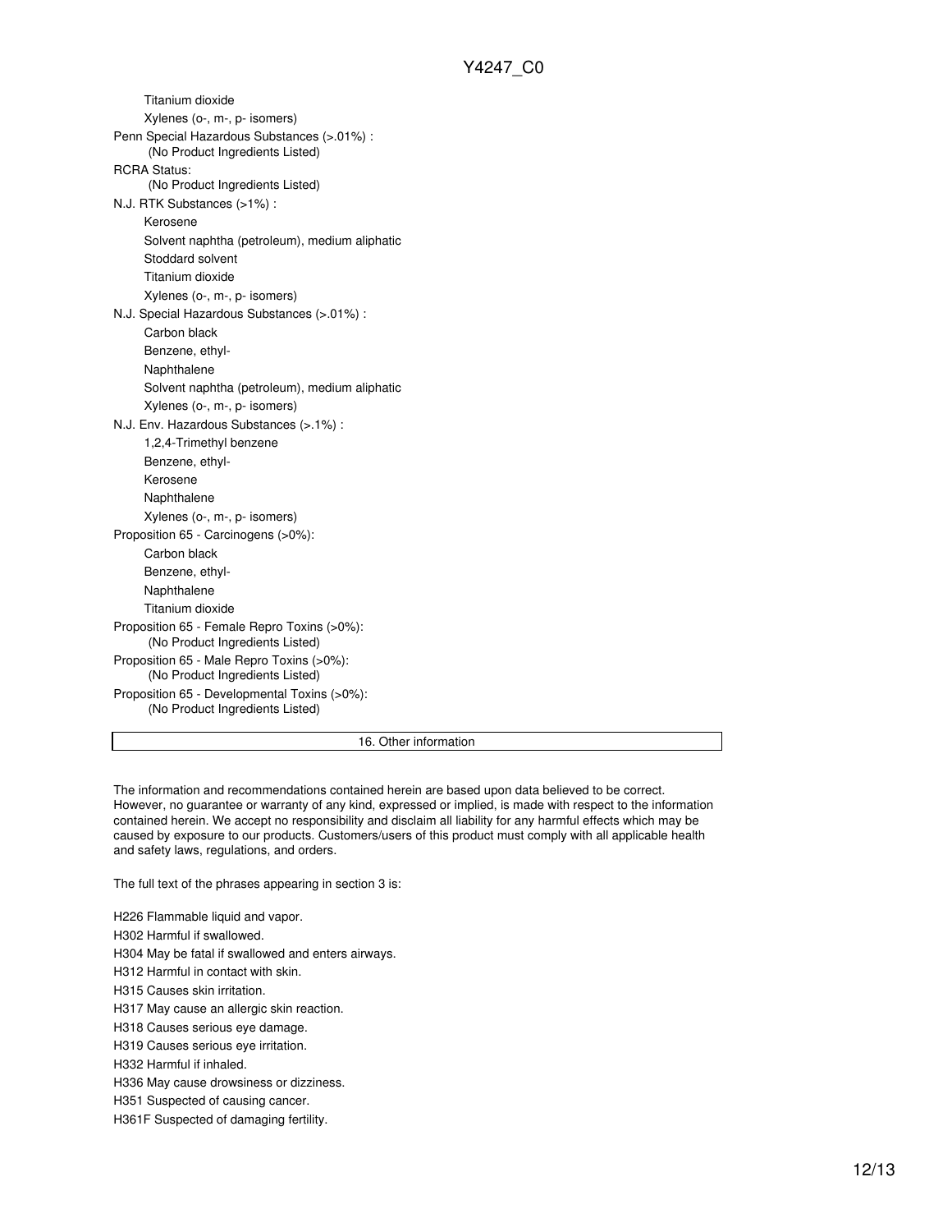Titanium dioxide
Xylenes (o-, m-, p- isomers)

Penn Special Hazardous Substances (>.01%) :
(No Product Ingredients Listed)

RCRA Status:
(No Product Ingredients Listed)

N.J. RTK Substances (>1%) :
Kerosene
Solvent naphtha (petroleum), medium aliphatic
Stoddard solvent
Titanium dioxide
Xylenes (o-, m-, p- isomers)

N.J. Special Hazardous Substances (>.01%) :
Carbon black
Benzene, ethyl-
Naphthalene
Solvent naphtha (petroleum), medium aliphatic
Xylenes (o-, m-, p- isomers)

N.J. Env. Hazardous Substances (>.1%) :
1,2,4-Trimethyl benzene
Benzene, ethyl-
Kerosene
Naphthalene
Xylenes (o-, m-, p- isomers)

Proposition 65 - Carcinogens (>0%):
Carbon black
Benzene, ethyl-
Naphthalene
Titanium dioxide

Proposition 65 - Female Repro Toxins (>0%):
(No Product Ingredients Listed)

Proposition 65 - Male Repro Toxins (>0%):
(No Product Ingredients Listed)

Proposition 65 - Developmental Toxins (>0%):
(No Product Ingredients Listed)

## 16. Other information

The information and recommendations contained herein are based upon data believed to be correct. However, no guarantee or warranty of any kind, expressed or implied, is made with respect to the information contained herein. We accept no responsibility and disclaim all liability for any harmful effects which may be caused by exposure to our products. Customers/users of this product must comply with all applicable health and safety laws, regulations, and orders.

The full text of the phrases appearing in section 3 is:

H226 Flammable liquid and vapor.
H302 Harmful if swallowed.
H304 May be fatal if swallowed and enters airways.
H312 Harmful in contact with skin.
H315 Causes skin irritation.
H317 May cause an allergic skin reaction.
H318 Causes serious eye damage.
H319 Causes serious eye irritation.
H332 Harmful if inhaled.
H336 May cause drowsiness or dizziness.
H351 Suspected of causing cancer.
H361F Suspected of damaging fertility.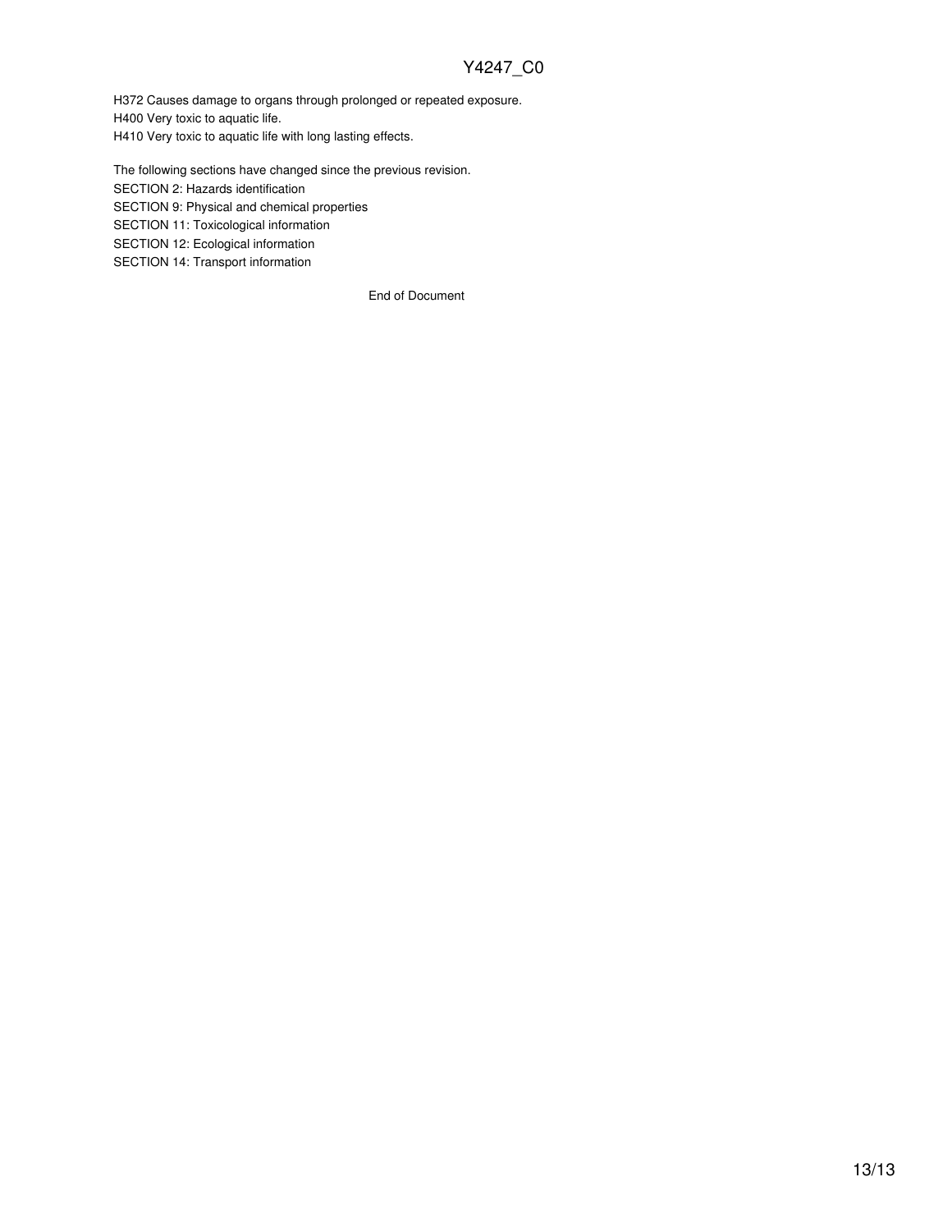H372 Causes damage to organs through prolonged or repeated exposure.
H400 Very toxic to aquatic life.
H410 Very toxic to aquatic life with long lasting effects.

The following sections have changed since the previous revision.
SECTION 2: Hazards identification
SECTION 9: Physical and chemical properties
SECTION 11: Toxicological information
SECTION 12: Ecological information
SECTION 14: Transport information

End of Document